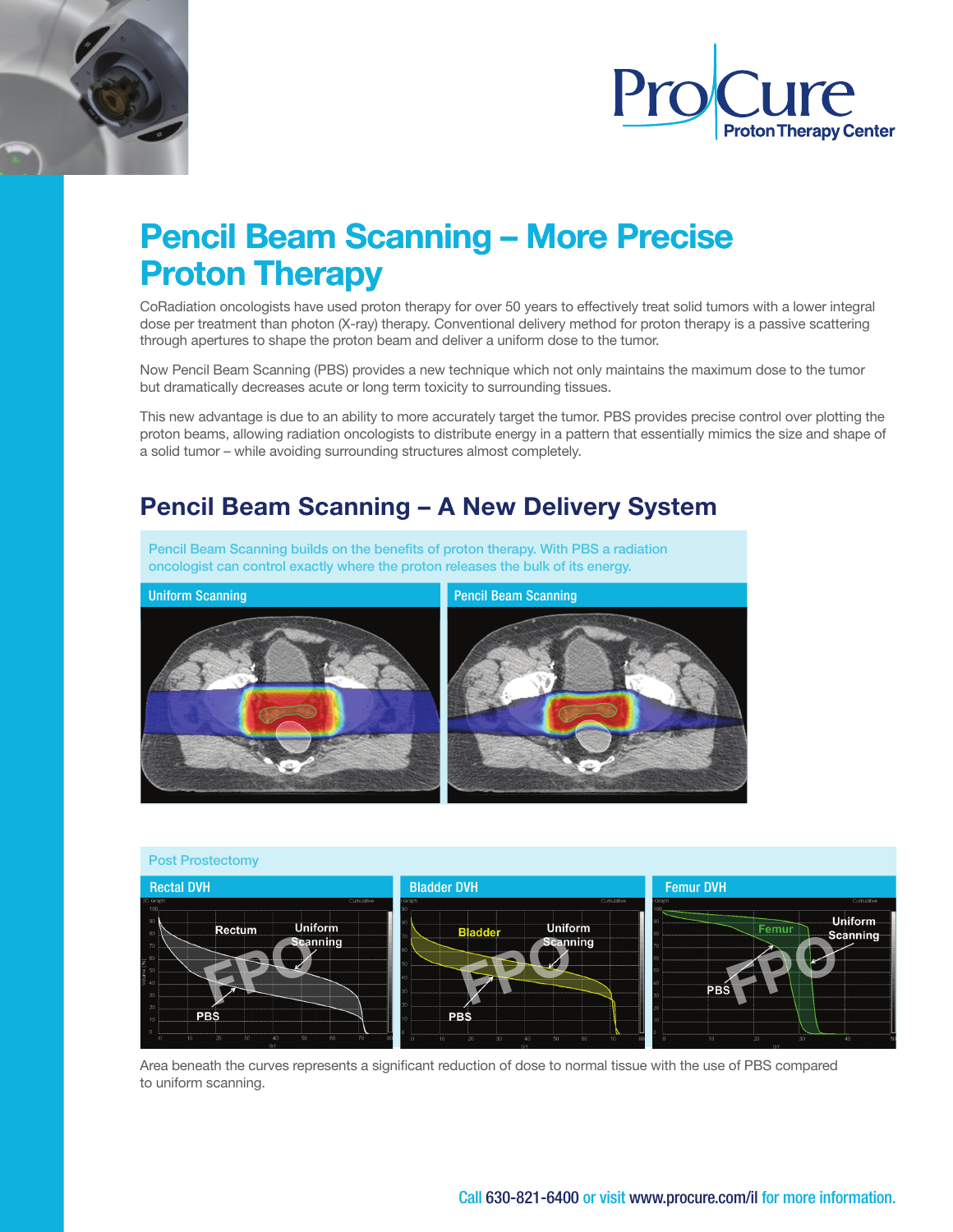ProCure
Proton Therapy Center

# Pencil Beam Scanning – More Precise Proton Therapy

CoRadiation oncologists have used proton therapy for over 50 years to effectively treat solid tumors with a lower integral dose per treatment than photon (X-ray) therapy. Conventional delivery method for proton therapy is a passive scattering through apertures to shape the proton beam and deliver a uniform dose to the tumor.

Now Pencil Beam Scanning (PBS) provides a new technique which not only maintains the maximum dose to the tumor but dramatically decreases acute or long term toxicity to surrounding tissues.

This new advantage is due to an ability to more accurately target the tumor. PBS provides precise control over plotting the proton beams, allowing radiation oncologists to distribute energy in a pattern that essentially mimics the size and shape of a solid tumor – while avoiding surrounding structures almost completely.

## Pencil Beam Scanning – A New Delivery System

Pencil Beam Scanning builds on the benefits of proton therapy. With PBS a radiation oncologist can control exactly where the proton releases the bulk of its energy.

Uniform Scanning | Pencil Beam Scanning

Post Prostectomy

Rectal DVH | Bladder DVH | Femur DVH

Area beneath the curves represents a significant reduction of dose to normal tissue with the use of PBS compared to uniform scanning.

Call 630-821-6400 or visit www.procure.com/il for more information.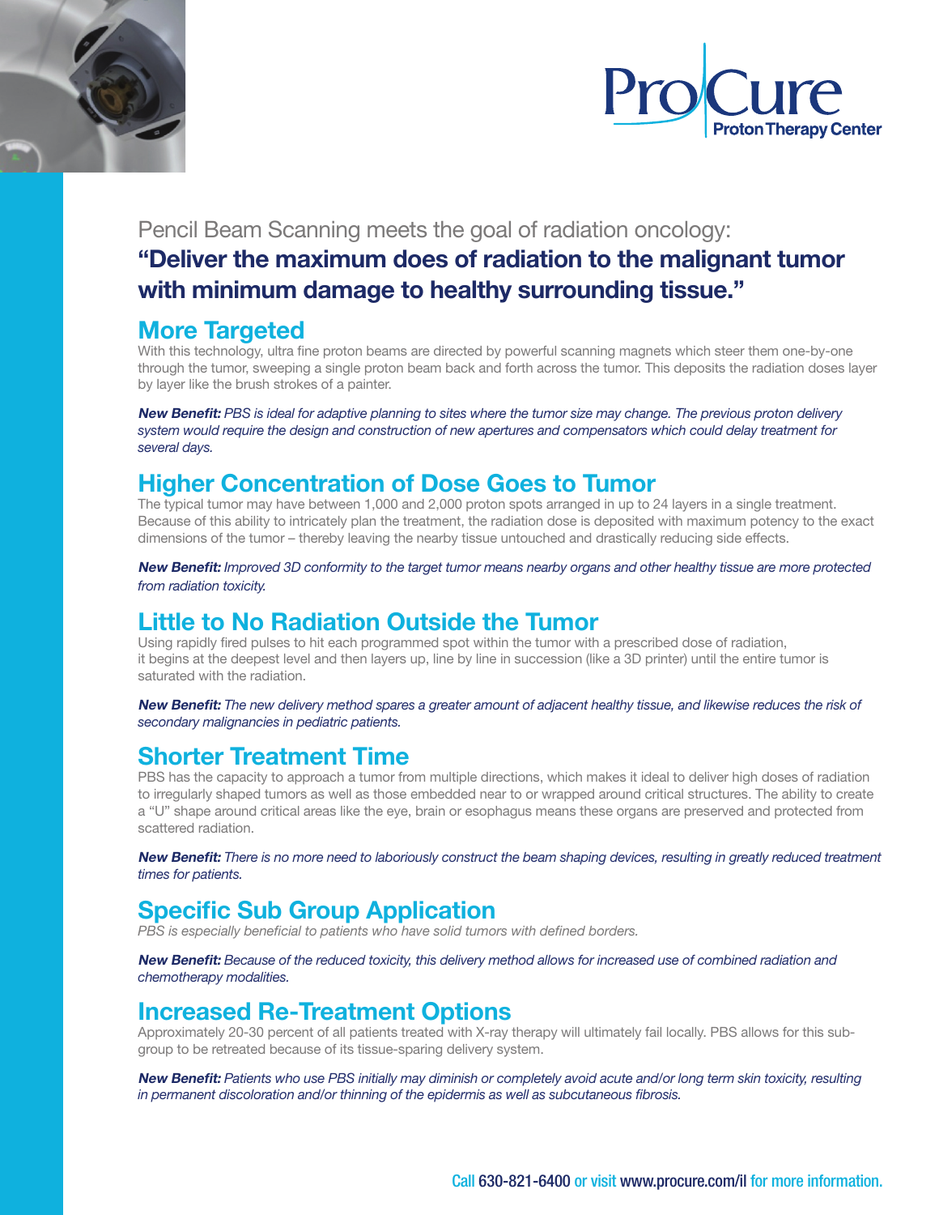ProCure
Proton Therapy Center

Pencil Beam Scanning meets the goal of radiation oncology:

## "Deliver the maximum does of radiation to the malignant tumor with minimum damage to healthy surrounding tissue."

## More Targeted

With this technology, ultra fine proton beams are directed by powerful scanning magnets which steer them one-by-one through the tumor, sweeping a single proton beam back and forth across the tumor. This deposits the radiation doses layer by layer like the brush strokes of a painter.

***New Benefit:*** *PBS is ideal for adaptive planning to sites where the tumor size may change. The previous proton delivery system would require the design and construction of new apertures and compensators which could delay treatment for several days.*

## Higher Concentration of Dose Goes to Tumor

The typical tumor may have between 1,000 and 2,000 proton spots arranged in up to 24 layers in a single treatment. Because of this ability to intricately plan the treatment, the radiation dose is deposited with maximum potency to the exact dimensions of the tumor – thereby leaving the nearby tissue untouched and drastically reducing side effects.

***New Benefit:*** *Improved 3D conformity to the target tumor means nearby organs and other healthy tissue are more protected from radiation toxicity.*

## Little to No Radiation Outside the Tumor

Using rapidly fired pulses to hit each programmed spot within the tumor with a prescribed dose of radiation, it begins at the deepest level and then layers up, line by line in succession (like a 3D printer) until the entire tumor is saturated with the radiation.

***New Benefit:*** *The new delivery method spares a greater amount of adjacent healthy tissue, and likewise reduces the risk of secondary malignancies in pediatric patients.*

## Shorter Treatment Time

PBS has the capacity to approach a tumor from multiple directions, which makes it ideal to deliver high doses of radiation to irregularly shaped tumors as well as those embedded near to or wrapped around critical structures. The ability to create a "U" shape around critical areas like the eye, brain or esophagus means these organs are preserved and protected from scattered radiation.

***New Benefit:*** *There is no more need to laboriously construct the beam shaping devices, resulting in greatly reduced treatment times for patients.*

## Specific Sub Group Application

*PBS is especially beneficial to patients who have solid tumors with defined borders.*

***New Benefit:*** *Because of the reduced toxicity, this delivery method allows for increased use of combined radiation and chemotherapy modalities.*

## Increased Re-Treatment Options

Approximately 20-30 percent of all patients treated with X-ray therapy will ultimately fail locally. PBS allows for this sub-group to be retreated because of its tissue-sparing delivery system.

***New Benefit:*** *Patients who use PBS initially may diminish or completely avoid acute and/or long term skin toxicity, resulting in permanent discoloration and/or thinning of the epidermis as well as subcutaneous fibrosis.*

Call 630-821-6400 or visit www.procure.com/il for more information.